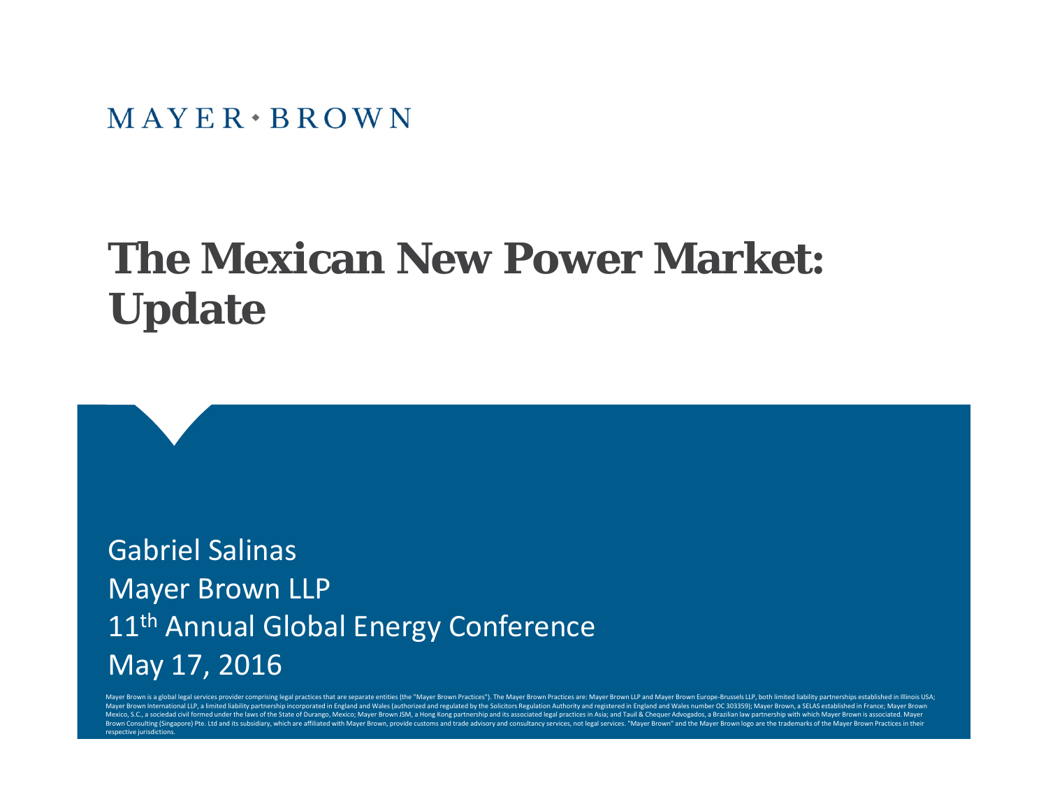MAYER • BROWN

# The Mexican New Power Market: Update

Gabriel Salinas

Mayer Brown LLP

11th Annual Global Energy Conference

May 17, 2016

Mayer Brown is a global legal services provider comprising legal practices that are separate entities (the "Mayer Brown Practices"). The Mayer Brown Practices are: Mayer Brown LLP and Mayer Brown Europe-Brussels LLP, both limited liability partnerships established in Illinois USA; Mayer Brown International LLP, a limited liability partnership incorporated in England and Wales (authorized and regulated by the Solicitors Regulation Authority and registered in England and Wales number OC 303359); Mayer Brown, a SELAS established in France; Mayer Brown Mexico, S.C., a sociedad civil formed under the laws of the State of Durango, Mexico; Mayer Brown JSM, a Hong Kong partnership and its associated legal practices in Asia; and Tauil & Chequer Advogados, a Brazilian law partnership with which Mayer Brown is associated. Mayer Brown Consulting (Singapore) Pte. Ltd and its subsidiary, which are affiliated with Mayer Brown, provide customs and trade advisory and consultancy services, not legal services. "Mayer Brown" and the Mayer Brown logo are the trademarks of the Mayer Brown Practices in their respective jurisdictions.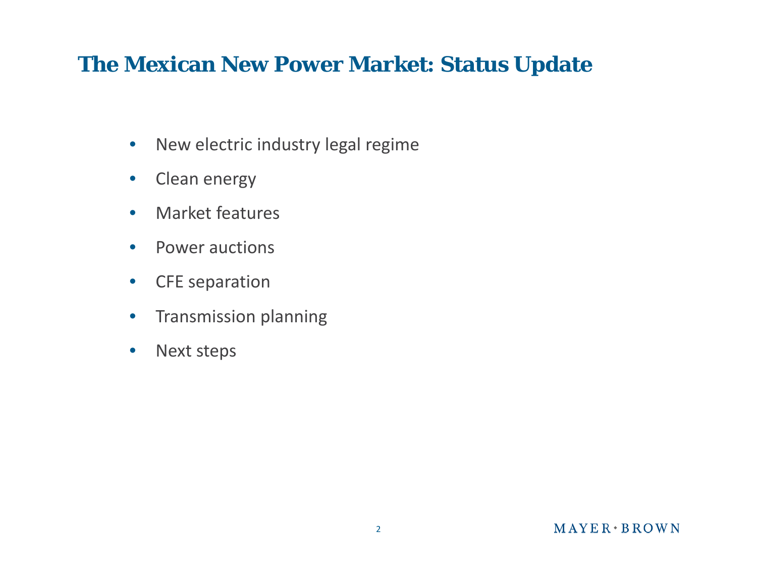# The Mexican New Power Market: Status Update

- New electric industry legal regime
- Clean energy
- Market features
- Power auctions
- CFE separation
- Transmission planning
- Next steps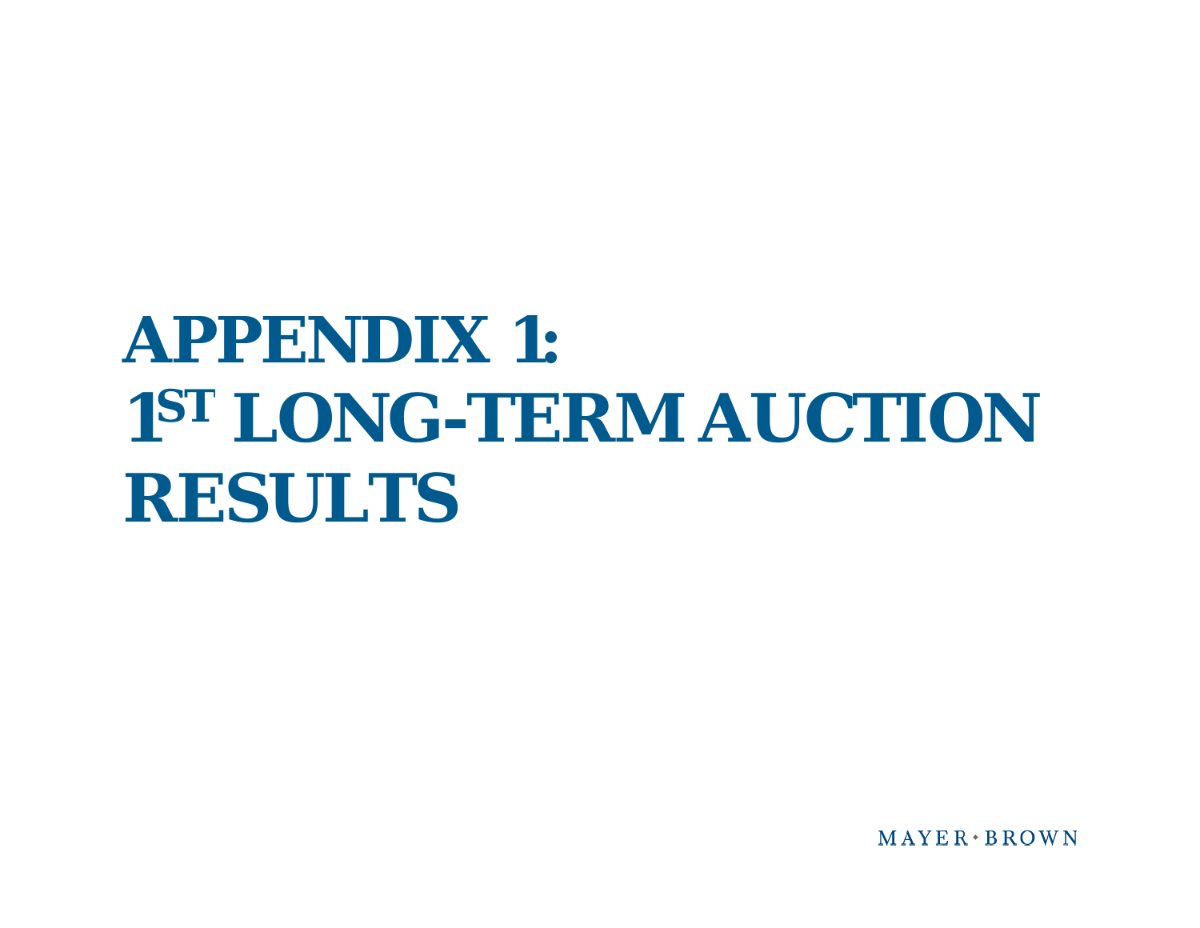# APPENDIX 1: 1ST LONG-TERM AUCTION RESULTS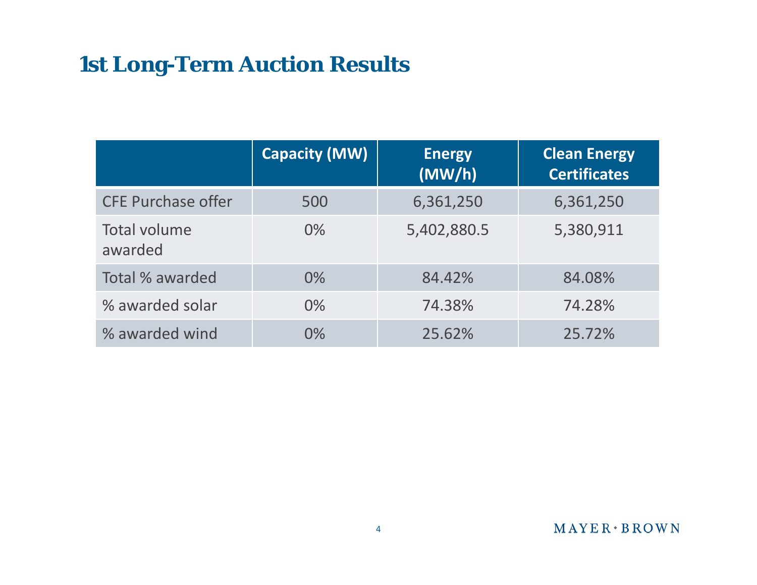# 1st Long-Term Auction Results

| | Capacity (MW) | Energy (MW/h) | Clean Energy Certificates |
|---|---|---|---|
| CFE Purchase offer | 500 | 6,361,250 | 6,361,250 |
| Total volume awarded | 0% | 5,402,880.5 | 5,380,911 |
| Total % awarded | 0% | 84.42% | 84.08% |
| % awarded solar | 0% | 74.38% | 74.28% |
| % awarded wind | 0% | 25.62% | 25.72% |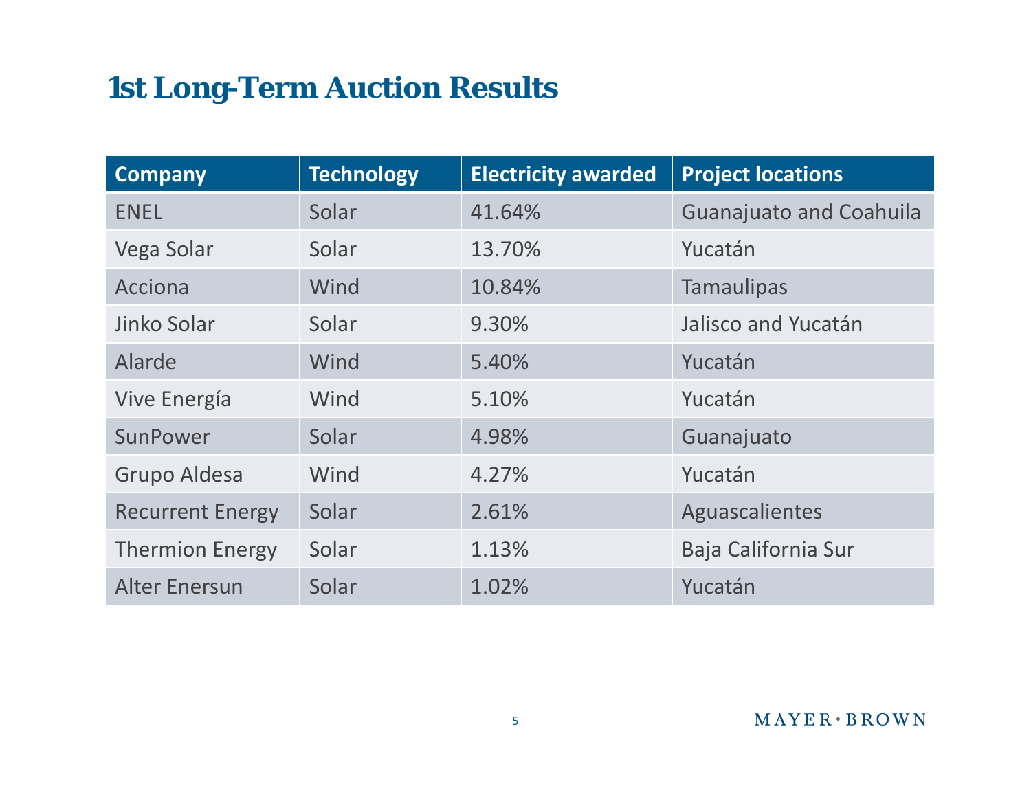# 1st Long-Term Auction Results

| Company | Technology | Electricity awarded | Project locations |
|---|---|---|---|
| ENEL | Solar | 41.64% | Guanajuato and Coahuila |
| Vega Solar | Solar | 13.70% | Yucatán |
| Acciona | Wind | 10.84% | Tamaulipas |
| Jinko Solar | Solar | 9.30% | Jalisco and Yucatán |
| Alarde | Wind | 5.40% | Yucatán |
| Vive Energía | Wind | 5.10% | Yucatán |
| SunPower | Solar | 4.98% | Guanajuato |
| Grupo Aldesa | Wind | 4.27% | Yucatán |
| Recurrent Energy | Solar | 2.61% | Aguascalientes |
| Thermion Energy | Solar | 1.13% | Baja California Sur |
| Alter Enersun | Solar | 1.02% | Yucatán |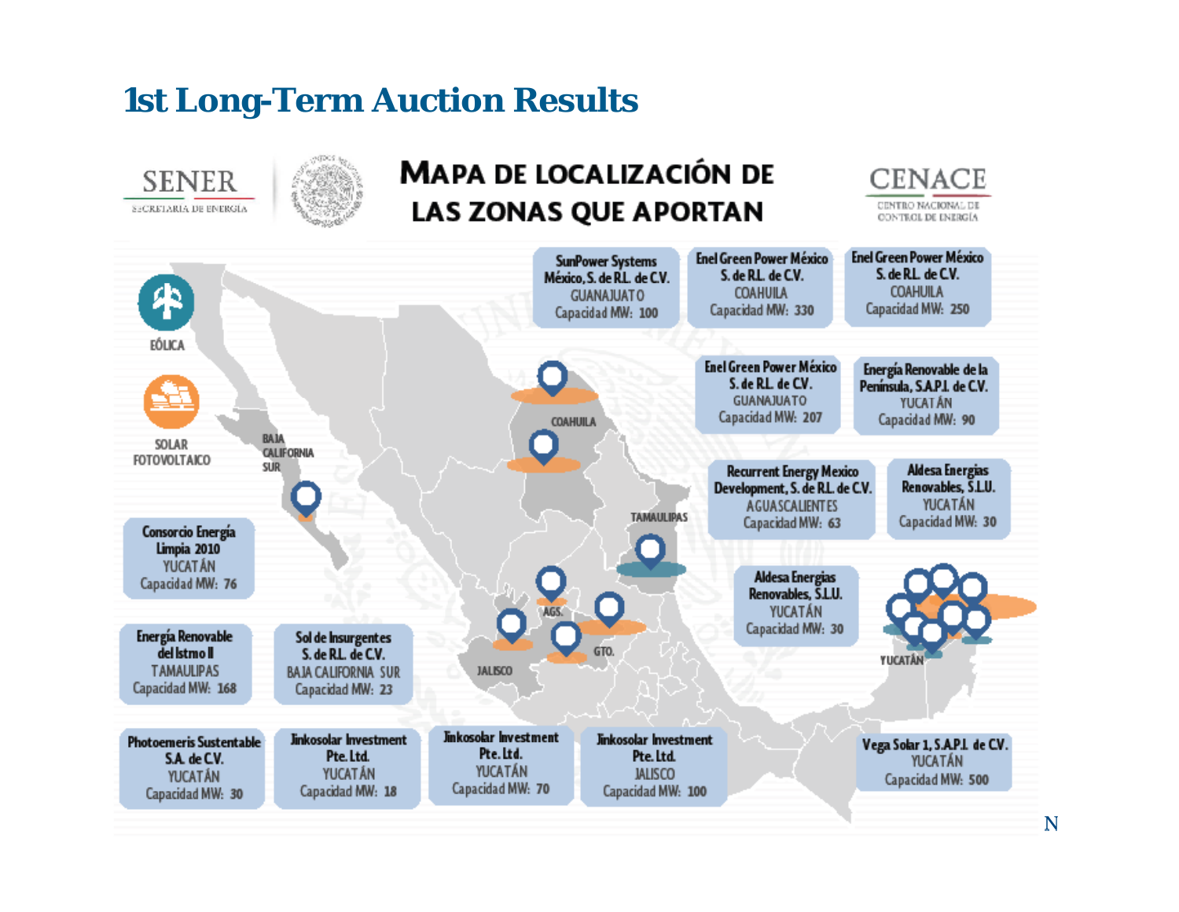# 1st Long-Term Auction Results

SENER
SECRETARÍA DE ENERGÍA

**MAPA DE LOCALIZACIÓN DE LAS ZONAS QUE APORTAN**

CENACE
CENTRO NACIONAL DE CONTROL DE ENERGÍA

EÓLICA

SOLAR FOTOVOLTAICO

**SunPower Systems México, S. de R.L. de C.V.**
GUANAJUATO
Capacidad MW: 100

**Enel Green Power México S. de R.L. de C.V.**
COAHUILA
Capacidad MW: 330

**Enel Green Power México S. de R.L. de C.V.**
COAHUILA
Capacidad MW: 250

**Enel Green Power México S. de R.L. de C.V.**
GUANAJUATO
Capacidad MW: 207

**Energía Renovable de la Península, S.A.P.I. de C.V.**
YUCATÁN
Capacidad MW: 90

**Recurrent Energy Mexico Development, S. de R.L. de C.V.**
AGUASCALIENTES
Capacidad MW: 63

**Aldesa Energías Renovables, S.L.U.**
YUCATÁN
Capacidad MW: 30

**Aldesa Energías Renovables, S.L.U.**
YUCATÁN
Capacidad MW: 30

**Consorcio Energía Limpia 2010**
YUCATÁN
Capacidad MW: 76

**Energía Renovable del Istmo II**
TAMAULIPAS
Capacidad MW: 168

**Sol de Insurgentes S. de R.L. de C.V.**
BAJA CALIFORNIA SUR
Capacidad MW: 23

**Photoemeris Sustentable S.A. de C.V.**
YUCATÁN
Capacidad MW: 30

**Jinkosolar Investment Pte. Ltd.**
YUCATÁN
Capacidad MW: 18

**Jinkosolar Investment Pte. Ltd.**
YUCATÁN
Capacidad MW: 70

**Jinkosolar Investment Pte. Ltd.**
JALISCO
Capacidad MW: 100

**Vega Solar 1, S.A.P.I. de C.V.**
YUCATÁN
Capacidad MW: 500

BAJA CALIFORNIA SUR
COAHUILA
TAMAULIPAS
AGS.
GTO.
JALISCO
YUCATÁN